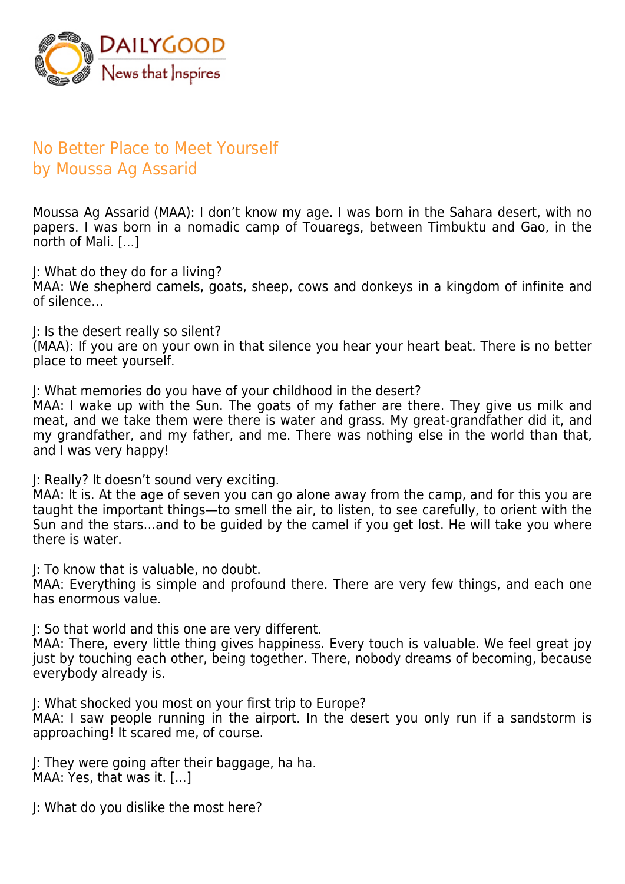DAILYGOOD
News that Inspires

# No Better Place to Meet Yourself
## by Moussa Ag Assarid

Moussa Ag Assarid (MAA): I don't know my age. I was born in the Sahara desert, with no papers. I was born in a nomadic camp of Touaregs, between Timbuktu and Gao, in the north of Mali. [...]

J: What do they do for a living?
MAA: We shepherd camels, goats, sheep, cows and donkeys in a kingdom of infinite and of silence...

J: Is the desert really so silent?
(MAA): If you are on your own in that silence you hear your heart beat. There is no better place to meet yourself.

J: What memories do you have of your childhood in the desert?
MAA: I wake up with the Sun. The goats of my father are there. They give us milk and meat, and we take them were there is water and grass. My great-grandfather did it, and my grandfather, and my father, and me. There was nothing else in the world than that, and I was very happy!

J: Really? It doesn't sound very exciting.
MAA: It is. At the age of seven you can go alone away from the camp, and for this you are taught the important things—to smell the air, to listen, to see carefully, to orient with the Sun and the stars...and to be guided by the camel if you get lost. He will take you where there is water.

J: To know that is valuable, no doubt.
MAA: Everything is simple and profound there. There are very few things, and each one has enormous value.

J: So that world and this one are very different.
MAA: There, every little thing gives happiness. Every touch is valuable. We feel great joy just by touching each other, being together. There, nobody dreams of becoming, because everybody already is.

J: What shocked you most on your first trip to Europe?
MAA: I saw people running in the airport. In the desert you only run if a sandstorm is approaching! It scared me, of course.

J: They were going after their baggage, ha ha.
MAA: Yes, that was it. [...]

J: What do you dislike the most here?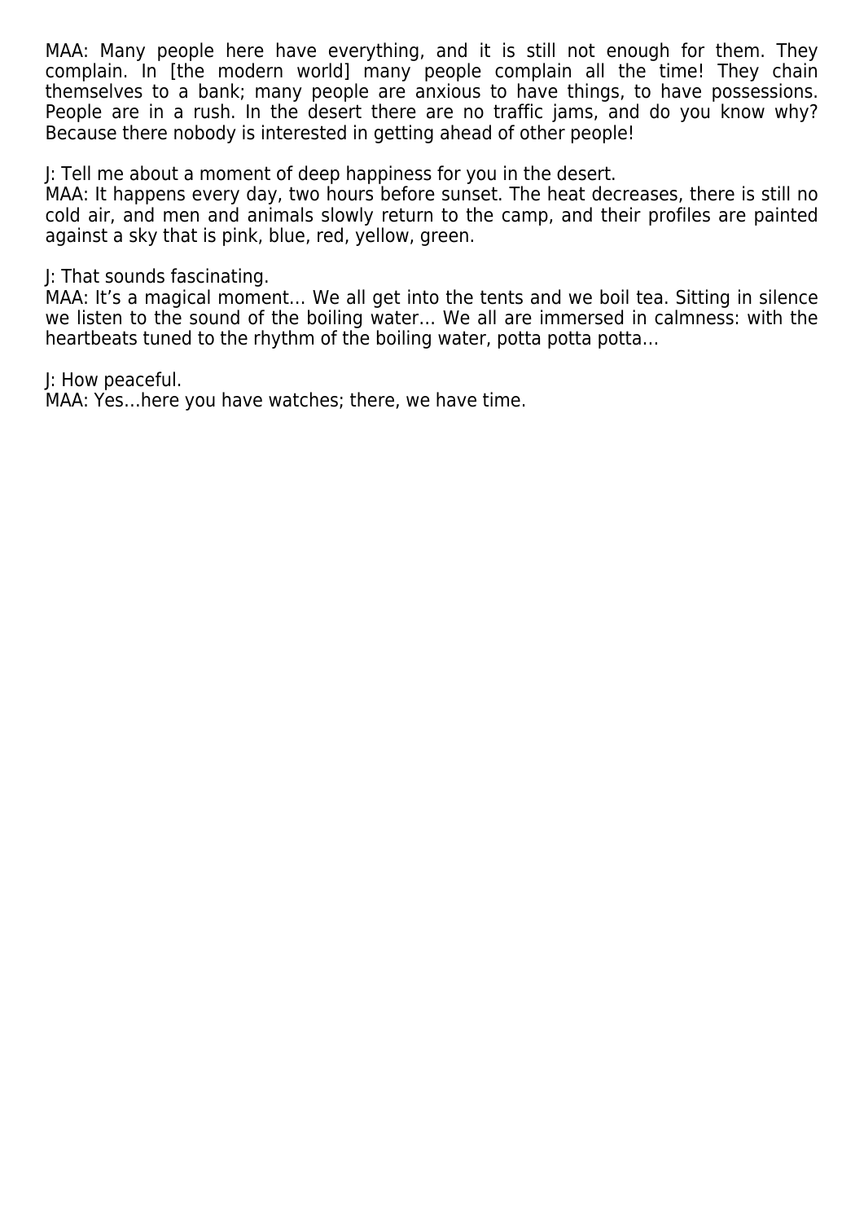MAA: Many people here have everything, and it is still not enough for them. They complain. In [the modern world] many people complain all the time! They chain themselves to a bank; many people are anxious to have things, to have possessions. People are in a rush. In the desert there are no traffic jams, and do you know why? Because there nobody is interested in getting ahead of other people!

J: Tell me about a moment of deep happiness for you in the desert.
MAA: It happens every day, two hours before sunset. The heat decreases, there is still no cold air, and men and animals slowly return to the camp, and their profiles are painted against a sky that is pink, blue, red, yellow, green.

J: That sounds fascinating.
MAA: It's a magical moment… We all get into the tents and we boil tea. Sitting in silence we listen to the sound of the boiling water… We all are immersed in calmness: with the heartbeats tuned to the rhythm of the boiling water, potta potta potta…

J: How peaceful.
MAA: Yes…here you have watches; there, we have time.